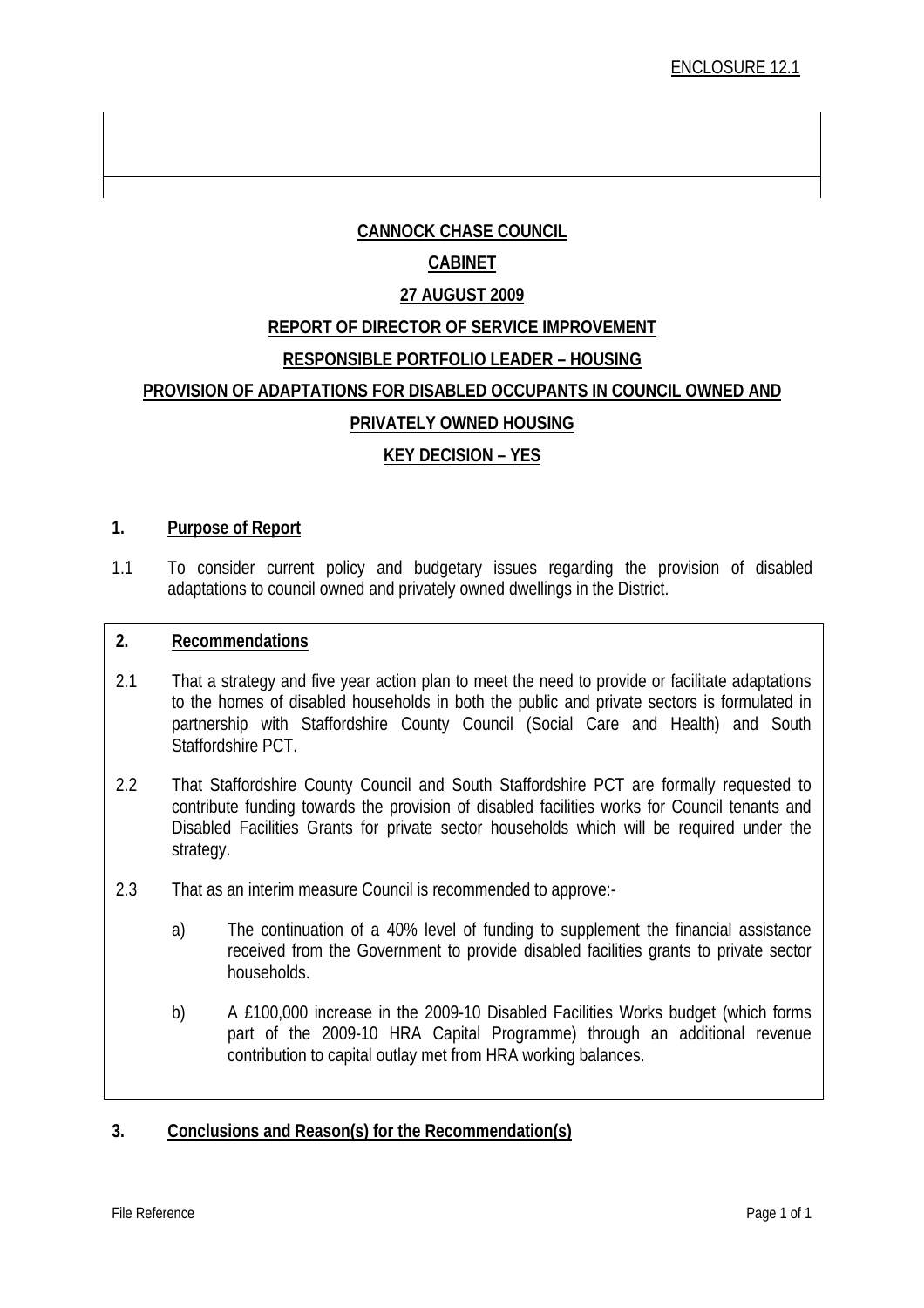ENCLOSURE 12.1

**CANNOCK CHASE COUNCIL**

**CABINET**

**27 AUGUST 2009**

**REPORT OF DIRECTOR OF SERVICE IMPROVEMENT**

**RESPONSIBLE PORTFOLIO LEADER – HOUSING**

**PROVISION OF ADAPTATIONS FOR DISABLED OCCUPANTS IN COUNCIL OWNED AND PRIVATELY OWNED HOUSING**

**KEY DECISION – YES**

## 1. Purpose of Report

1.1 To consider current policy and budgetary issues regarding the provision of disabled adaptations to council owned and privately owned dwellings in the District.

## 2. Recommendations

2.1 That a strategy and five year action plan to meet the need to provide or facilitate adaptations to the homes of disabled households in both the public and private sectors is formulated in partnership with Staffordshire County Council (Social Care and Health) and South Staffordshire PCT.

2.2 That Staffordshire County Council and South Staffordshire PCT are formally requested to contribute funding towards the provision of disabled facilities works for Council tenants and Disabled Facilities Grants for private sector households which will be required under the strategy.

2.3 That as an interim measure Council is recommended to approve:-

a) The continuation of a 40% level of funding to supplement the financial assistance received from the Government to provide disabled facilities grants to private sector households.

b) A £100,000 increase in the 2009-10 Disabled Facilities Works budget (which forms part of the 2009-10 HRA Capital Programme) through an additional revenue contribution to capital outlay met from HRA working balances.

## 3. Conclusions and Reason(s) for the Recommendation(s)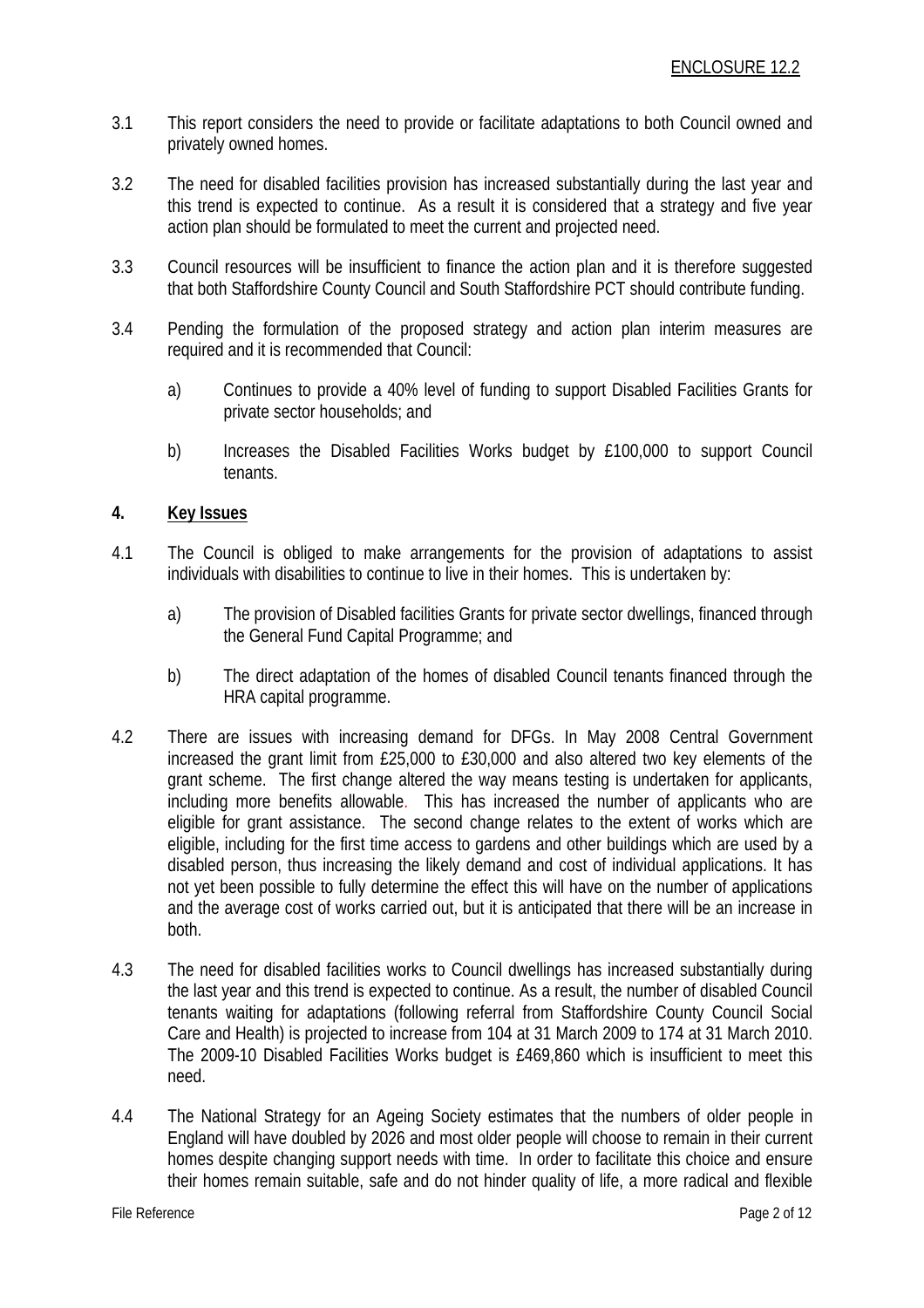ENCLOSURE 12.2

3.1 This report considers the need to provide or facilitate adaptations to both Council owned and privately owned homes.

3.2 The need for disabled facilities provision has increased substantially during the last year and this trend is expected to continue. As a result it is considered that a strategy and five year action plan should be formulated to meet the current and projected need.

3.3 Council resources will be insufficient to finance the action plan and it is therefore suggested that both Staffordshire County Council and South Staffordshire PCT should contribute funding.

3.4 Pending the formulation of the proposed strategy and action plan interim measures are required and it is recommended that Council:

a) Continues to provide a 40% level of funding to support Disabled Facilities Grants for private sector households; and

b) Increases the Disabled Facilities Works budget by £100,000 to support Council tenants.

## 4. Key Issues

4.1 The Council is obliged to make arrangements for the provision of adaptations to assist individuals with disabilities to continue to live in their homes. This is undertaken by:

a) The provision of Disabled facilities Grants for private sector dwellings, financed through the General Fund Capital Programme; and

b) The direct adaptation of the homes of disabled Council tenants financed through the HRA capital programme.

4.2 There are issues with increasing demand for DFGs. In May 2008 Central Government increased the grant limit from £25,000 to £30,000 and also altered two key elements of the grant scheme. The first change altered the way means testing is undertaken for applicants, including more benefits allowable. This has increased the number of applicants who are eligible for grant assistance. The second change relates to the extent of works which are eligible, including for the first time access to gardens and other buildings which are used by a disabled person, thus increasing the likely demand and cost of individual applications. It has not yet been possible to fully determine the effect this will have on the number of applications and the average cost of works carried out, but it is anticipated that there will be an increase in both.

4.3 The need for disabled facilities works to Council dwellings has increased substantially during the last year and this trend is expected to continue. As a result, the number of disabled Council tenants waiting for adaptations (following referral from Staffordshire County Council Social Care and Health) is projected to increase from 104 at 31 March 2009 to 174 at 31 March 2010. The 2009-10 Disabled Facilities Works budget is £469,860 which is insufficient to meet this need.

4.4 The National Strategy for an Ageing Society estimates that the numbers of older people in England will have doubled by 2026 and most older people will choose to remain in their current homes despite changing support needs with time. In order to facilitate this choice and ensure their homes remain suitable, safe and do not hinder quality of life, a more radical and flexible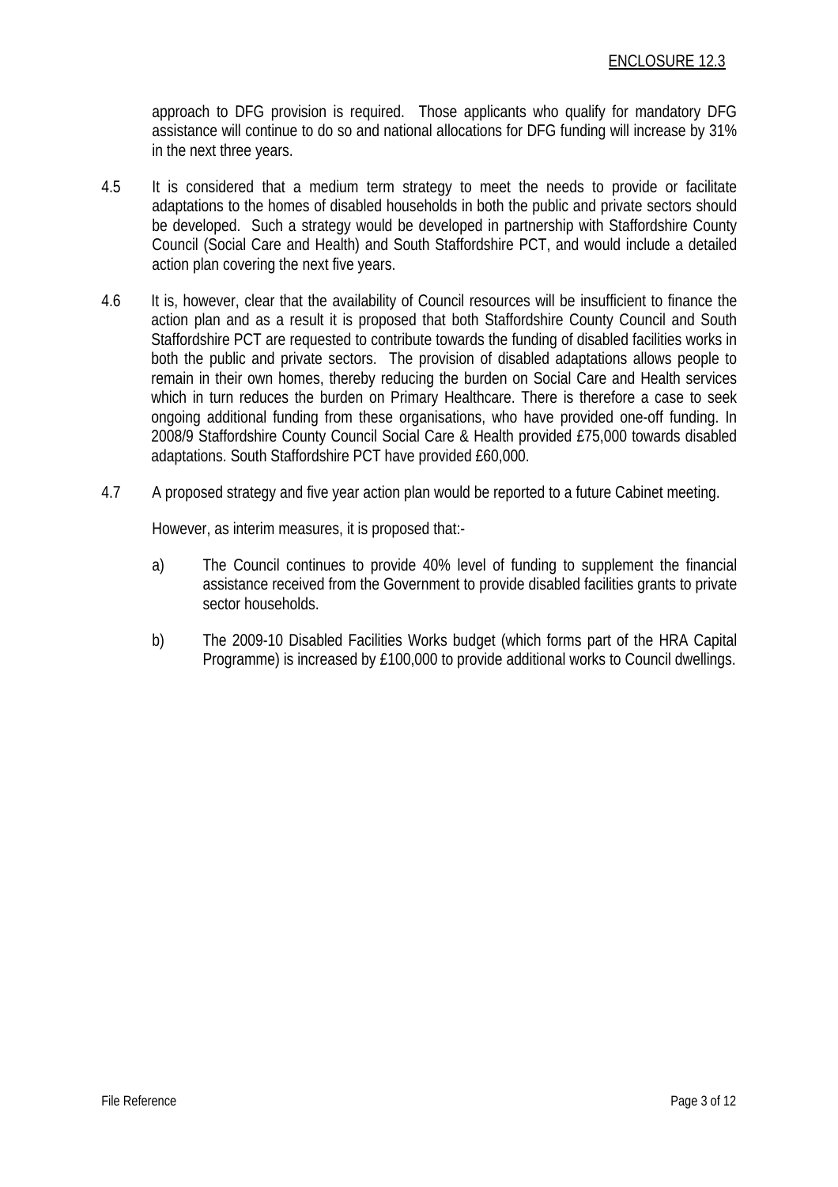approach to DFG provision is required. Those applicants who qualify for mandatory DFG assistance will continue to do so and national allocations for DFG funding will increase by 31% in the next three years.

4.5 It is considered that a medium term strategy to meet the needs to provide or facilitate adaptations to the homes of disabled households in both the public and private sectors should be developed. Such a strategy would be developed in partnership with Staffordshire County Council (Social Care and Health) and South Staffordshire PCT, and would include a detailed action plan covering the next five years.

4.6 It is, however, clear that the availability of Council resources will be insufficient to finance the action plan and as a result it is proposed that both Staffordshire County Council and South Staffordshire PCT are requested to contribute towards the funding of disabled facilities works in both the public and private sectors. The provision of disabled adaptations allows people to remain in their own homes, thereby reducing the burden on Social Care and Health services which in turn reduces the burden on Primary Healthcare. There is therefore a case to seek ongoing additional funding from these organisations, who have provided one-off funding. In 2008/9 Staffordshire County Council Social Care & Health provided £75,000 towards disabled adaptations. South Staffordshire PCT have provided £60,000.

4.7 A proposed strategy and five year action plan would be reported to a future Cabinet meeting.

However, as interim measures, it is proposed that:-

a) The Council continues to provide 40% level of funding to supplement the financial assistance received from the Government to provide disabled facilities grants to private sector households.

b) The 2009-10 Disabled Facilities Works budget (which forms part of the HRA Capital Programme) is increased by £100,000 to provide additional works to Council dwellings.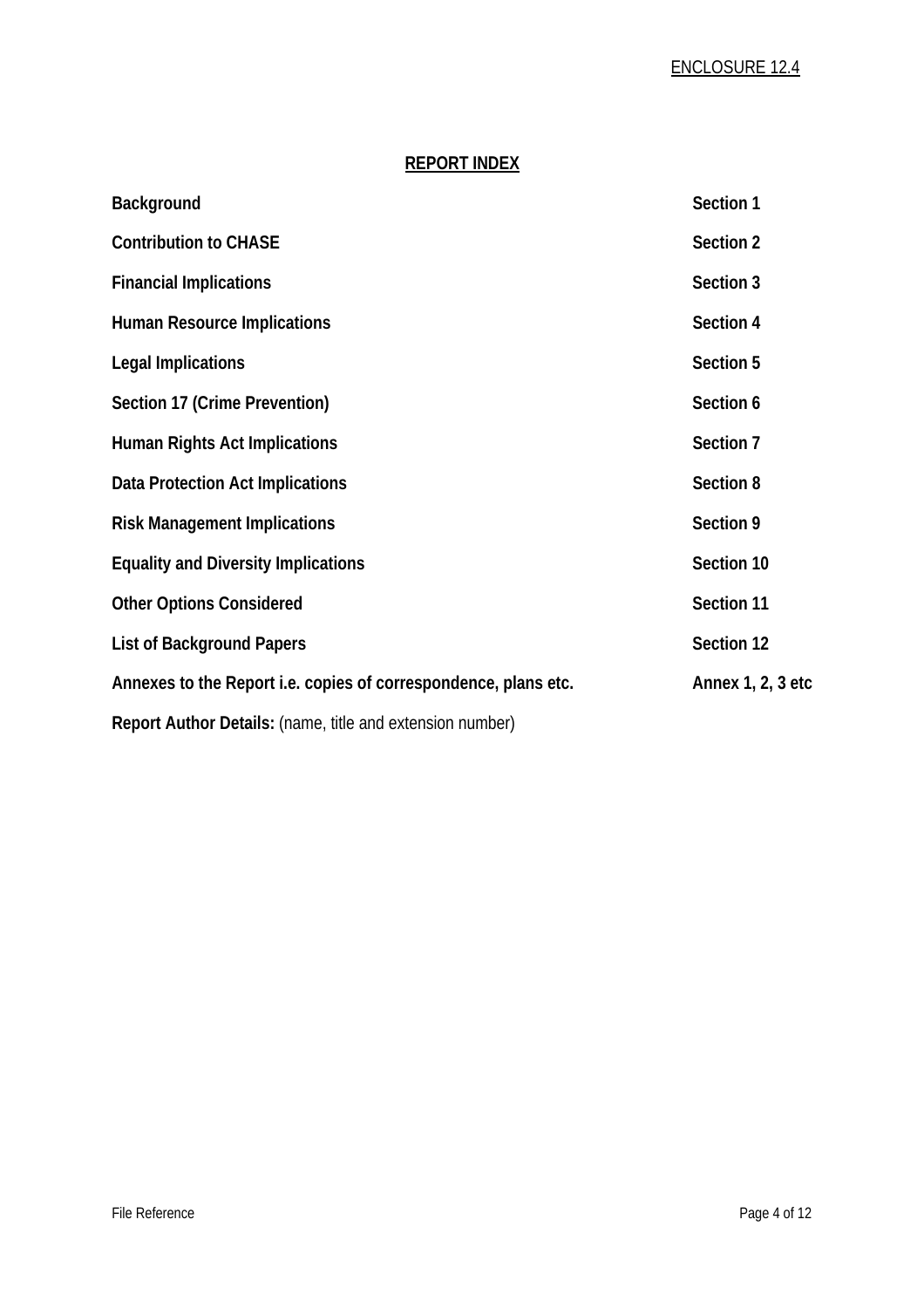ENCLOSURE 12.4

## REPORT INDEX

| | |
|---|---|
| **Background** | **Section 1** |
| **Contribution to CHASE** | **Section 2** |
| **Financial Implications** | **Section 3** |
| **Human Resource Implications** | **Section 4** |
| **Legal Implications** | **Section 5** |
| **Section 17 (Crime Prevention)** | **Section 6** |
| **Human Rights Act Implications** | **Section 7** |
| **Data Protection Act Implications** | **Section 8** |
| **Risk Management Implications** | **Section 9** |
| **Equality and Diversity Implications** | **Section 10** |
| **Other Options Considered** | **Section 11** |
| **List of Background Papers** | **Section 12** |
| **Annexes to the Report i.e. copies of correspondence, plans etc.** | **Annex 1, 2, 3 etc** |

**Report Author Details:** (name, title and extension number)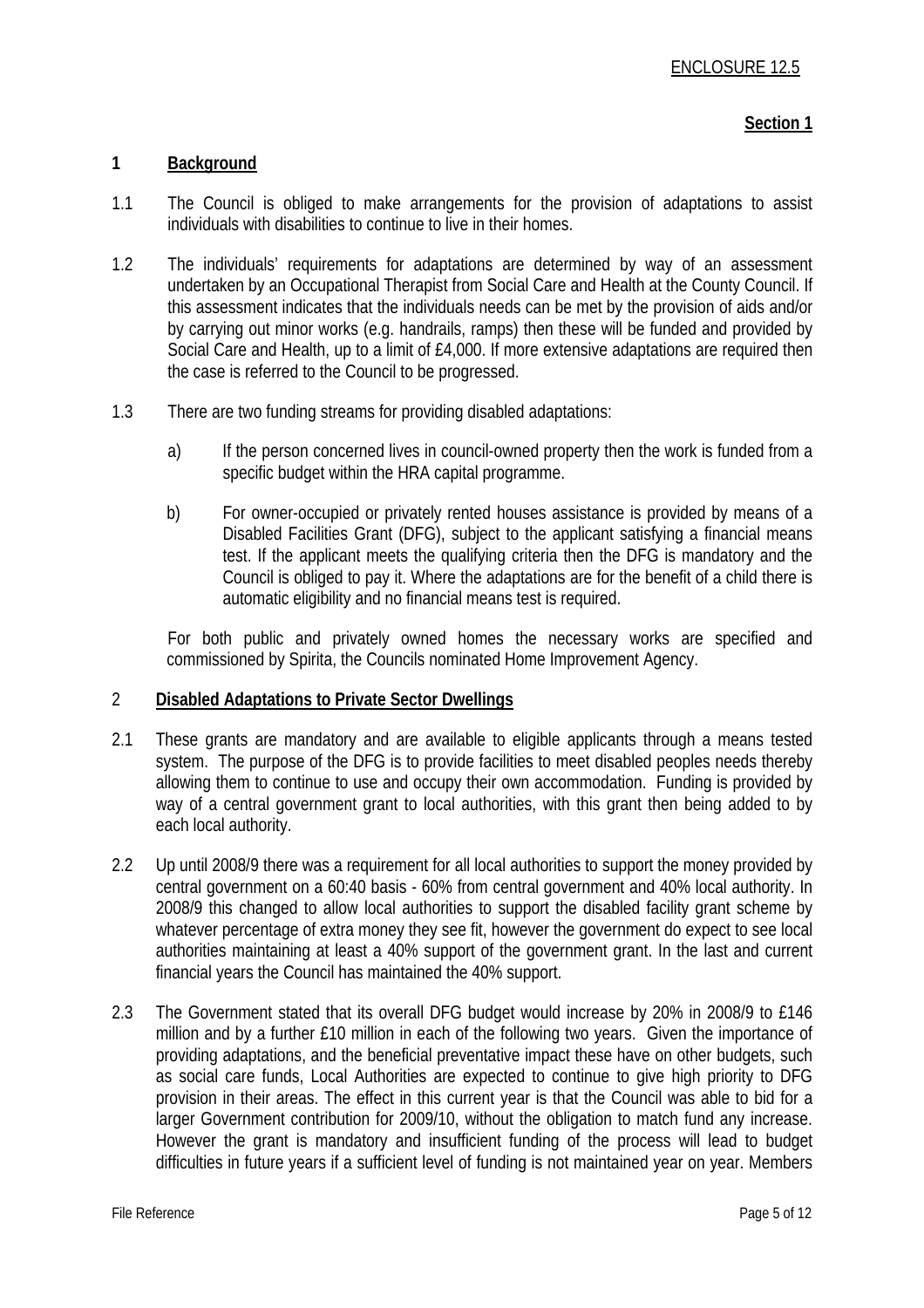ENCLOSURE 12.5

**Section 1**

## 1 Background

1.1 The Council is obliged to make arrangements for the provision of adaptations to assist individuals with disabilities to continue to live in their homes.

1.2 The individuals' requirements for adaptations are determined by way of an assessment undertaken by an Occupational Therapist from Social Care and Health at the County Council. If this assessment indicates that the individuals needs can be met by the provision of aids and/or by carrying out minor works (e.g. handrails, ramps) then these will be funded and provided by Social Care and Health, up to a limit of £4,000. If more extensive adaptations are required then the case is referred to the Council to be progressed.

1.3 There are two funding streams for providing disabled adaptations:

a) If the person concerned lives in council-owned property then the work is funded from a specific budget within the HRA capital programme.

b) For owner-occupied or privately rented houses assistance is provided by means of a Disabled Facilities Grant (DFG), subject to the applicant satisfying a financial means test. If the applicant meets the qualifying criteria then the DFG is mandatory and the Council is obliged to pay it. Where the adaptations are for the benefit of a child there is automatic eligibility and no financial means test is required.

For both public and privately owned homes the necessary works are specified and commissioned by Spirita, the Councils nominated Home Improvement Agency.

## 2 Disabled Adaptations to Private Sector Dwellings

2.1 These grants are mandatory and are available to eligible applicants through a means tested system. The purpose of the DFG is to provide facilities to meet disabled peoples needs thereby allowing them to continue to use and occupy their own accommodation. Funding is provided by way of a central government grant to local authorities, with this grant then being added to by each local authority.

2.2 Up until 2008/9 there was a requirement for all local authorities to support the money provided by central government on a 60:40 basis - 60% from central government and 40% local authority. In 2008/9 this changed to allow local authorities to support the disabled facility grant scheme by whatever percentage of extra money they see fit, however the government do expect to see local authorities maintaining at least a 40% support of the government grant. In the last and current financial years the Council has maintained the 40% support.

2.3 The Government stated that its overall DFG budget would increase by 20% in 2008/9 to £146 million and by a further £10 million in each of the following two years. Given the importance of providing adaptations, and the beneficial preventative impact these have on other budgets, such as social care funds, Local Authorities are expected to continue to give high priority to DFG provision in their areas. The effect in this current year is that the Council was able to bid for a larger Government contribution for 2009/10, without the obligation to match fund any increase. However the grant is mandatory and insufficient funding of the process will lead to budget difficulties in future years if a sufficient level of funding is not maintained year on year. Members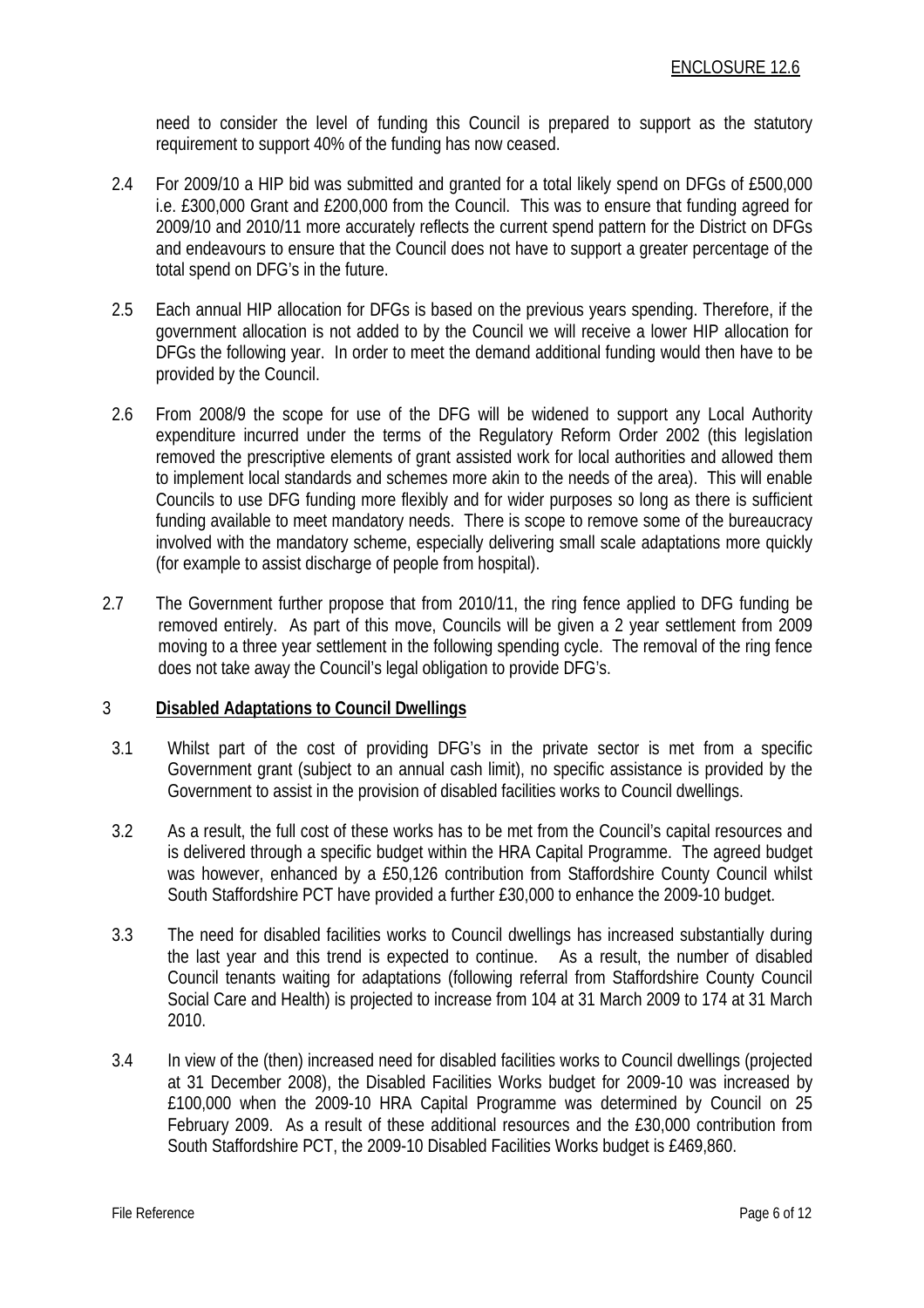need to consider the level of funding this Council is prepared to support as the statutory requirement to support 40% of the funding has now ceased.

2.4 For 2009/10 a HIP bid was submitted and granted for a total likely spend on DFGs of £500,000 i.e. £300,000 Grant and £200,000 from the Council. This was to ensure that funding agreed for 2009/10 and 2010/11 more accurately reflects the current spend pattern for the District on DFGs and endeavours to ensure that the Council does not have to support a greater percentage of the total spend on DFG's in the future.

2.5 Each annual HIP allocation for DFGs is based on the previous years spending. Therefore, if the government allocation is not added to by the Council we will receive a lower HIP allocation for DFGs the following year. In order to meet the demand additional funding would then have to be provided by the Council.

2.6 From 2008/9 the scope for use of the DFG will be widened to support any Local Authority expenditure incurred under the terms of the Regulatory Reform Order 2002 (this legislation removed the prescriptive elements of grant assisted work for local authorities and allowed them to implement local standards and schemes more akin to the needs of the area). This will enable Councils to use DFG funding more flexibly and for wider purposes so long as there is sufficient funding available to meet mandatory needs. There is scope to remove some of the bureaucracy involved with the mandatory scheme, especially delivering small scale adaptations more quickly (for example to assist discharge of people from hospital).

2.7 The Government further propose that from 2010/11, the ring fence applied to DFG funding be removed entirely. As part of this move, Councils will be given a 2 year settlement from 2009 moving to a three year settlement in the following spending cycle. The removal of the ring fence does not take away the Council's legal obligation to provide DFG's.

## 3 Disabled Adaptations to Council Dwellings

3.1 Whilst part of the cost of providing DFG's in the private sector is met from a specific Government grant (subject to an annual cash limit), no specific assistance is provided by the Government to assist in the provision of disabled facilities works to Council dwellings.

3.2 As a result, the full cost of these works has to be met from the Council's capital resources and is delivered through a specific budget within the HRA Capital Programme. The agreed budget was however, enhanced by a £50,126 contribution from Staffordshire County Council whilst South Staffordshire PCT have provided a further £30,000 to enhance the 2009-10 budget.

3.3 The need for disabled facilities works to Council dwellings has increased substantially during the last year and this trend is expected to continue. As a result, the number of disabled Council tenants waiting for adaptations (following referral from Staffordshire County Council Social Care and Health) is projected to increase from 104 at 31 March 2009 to 174 at 31 March 2010.

3.4 In view of the (then) increased need for disabled facilities works to Council dwellings (projected at 31 December 2008), the Disabled Facilities Works budget for 2009-10 was increased by £100,000 when the 2009-10 HRA Capital Programme was determined by Council on 25 February 2009. As a result of these additional resources and the £30,000 contribution from South Staffordshire PCT, the 2009-10 Disabled Facilities Works budget is £469,860.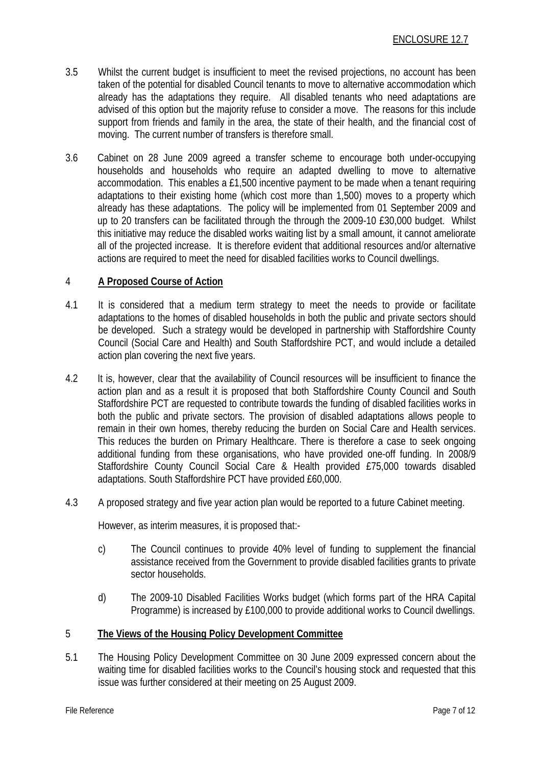3.5 Whilst the current budget is insufficient to meet the revised projections, no account has been taken of the potential for disabled Council tenants to move to alternative accommodation which already has the adaptations they require. All disabled tenants who need adaptations are advised of this option but the majority refuse to consider a move. The reasons for this include support from friends and family in the area, the state of their health, and the financial cost of moving. The current number of transfers is therefore small.

3.6 Cabinet on 28 June 2009 agreed a transfer scheme to encourage both under-occupying households and households who require an adapted dwelling to move to alternative accommodation. This enables a £1,500 incentive payment to be made when a tenant requiring adaptations to their existing home (which cost more than 1,500) moves to a property which already has these adaptations. The policy will be implemented from 01 September 2009 and up to 20 transfers can be facilitated through the through the 2009-10 £30,000 budget. Whilst this initiative may reduce the disabled works waiting list by a small amount, it cannot ameliorate all of the projected increase. It is therefore evident that additional resources and/or alternative actions are required to meet the need for disabled facilities works to Council dwellings.

## 4 A Proposed Course of Action

4.1 It is considered that a medium term strategy to meet the needs to provide or facilitate adaptations to the homes of disabled households in both the public and private sectors should be developed. Such a strategy would be developed in partnership with Staffordshire County Council (Social Care and Health) and South Staffordshire PCT, and would include a detailed action plan covering the next five years.

4.2 It is, however, clear that the availability of Council resources will be insufficient to finance the action plan and as a result it is proposed that both Staffordshire County Council and South Staffordshire PCT are requested to contribute towards the funding of disabled facilities works in both the public and private sectors. The provision of disabled adaptations allows people to remain in their own homes, thereby reducing the burden on Social Care and Health services. This reduces the burden on Primary Healthcare. There is therefore a case to seek ongoing additional funding from these organisations, who have provided one-off funding. In 2008/9 Staffordshire County Council Social Care & Health provided £75,000 towards disabled adaptations. South Staffordshire PCT have provided £60,000.

4.3 A proposed strategy and five year action plan would be reported to a future Cabinet meeting.

However, as interim measures, it is proposed that:-

c) The Council continues to provide 40% level of funding to supplement the financial assistance received from the Government to provide disabled facilities grants to private sector households.

d) The 2009-10 Disabled Facilities Works budget (which forms part of the HRA Capital Programme) is increased by £100,000 to provide additional works to Council dwellings.

## 5 The Views of the Housing Policy Development Committee

5.1 The Housing Policy Development Committee on 30 June 2009 expressed concern about the waiting time for disabled facilities works to the Council's housing stock and requested that this issue was further considered at their meeting on 25 August 2009.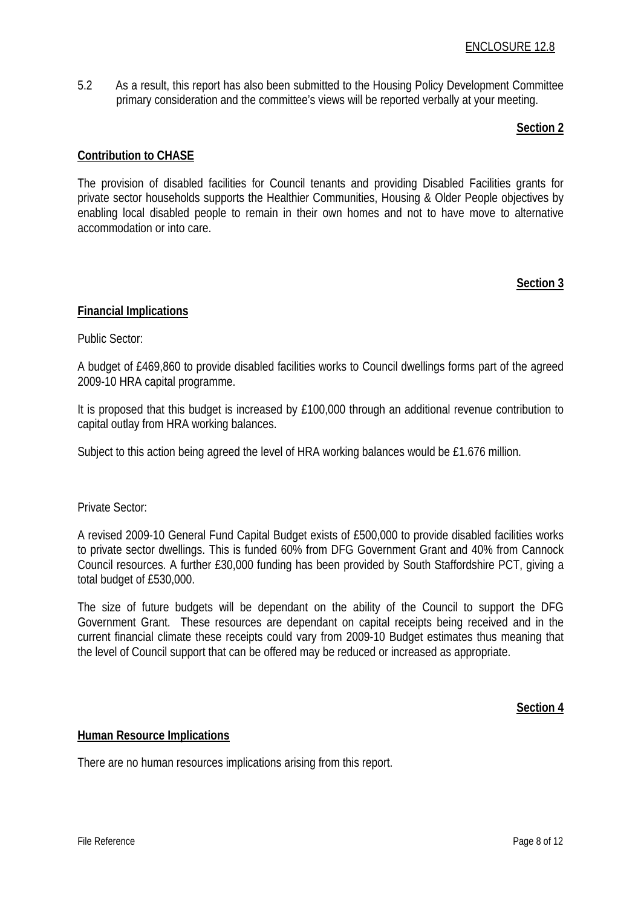ENCLOSURE 12.8

5.2 As a result, this report has also been submitted to the Housing Policy Development Committee primary consideration and the committee's views will be reported verbally at your meeting.

**Section 2**

**Contribution to CHASE**

The provision of disabled facilities for Council tenants and providing Disabled Facilities grants for private sector households supports the Healthier Communities, Housing & Older People objectives by enabling local disabled people to remain in their own homes and not to have move to alternative accommodation or into care.

**Section 3**

**Financial Implications**

Public Sector:

A budget of £469,860 to provide disabled facilities works to Council dwellings forms part of the agreed 2009-10 HRA capital programme.

It is proposed that this budget is increased by £100,000 through an additional revenue contribution to capital outlay from HRA working balances.

Subject to this action being agreed the level of HRA working balances would be £1.676 million.

Private Sector:

A revised 2009-10 General Fund Capital Budget exists of £500,000 to provide disabled facilities works to private sector dwellings. This is funded 60% from DFG Government Grant and 40% from Cannock Council resources. A further £30,000 funding has been provided by South Staffordshire PCT, giving a total budget of £530,000.

The size of future budgets will be dependant on the ability of the Council to support the DFG Government Grant. These resources are dependant on capital receipts being received and in the current financial climate these receipts could vary from 2009-10 Budget estimates thus meaning that the level of Council support that can be offered may be reduced or increased as appropriate.

**Section 4**

**Human Resource Implications**

There are no human resources implications arising from this report.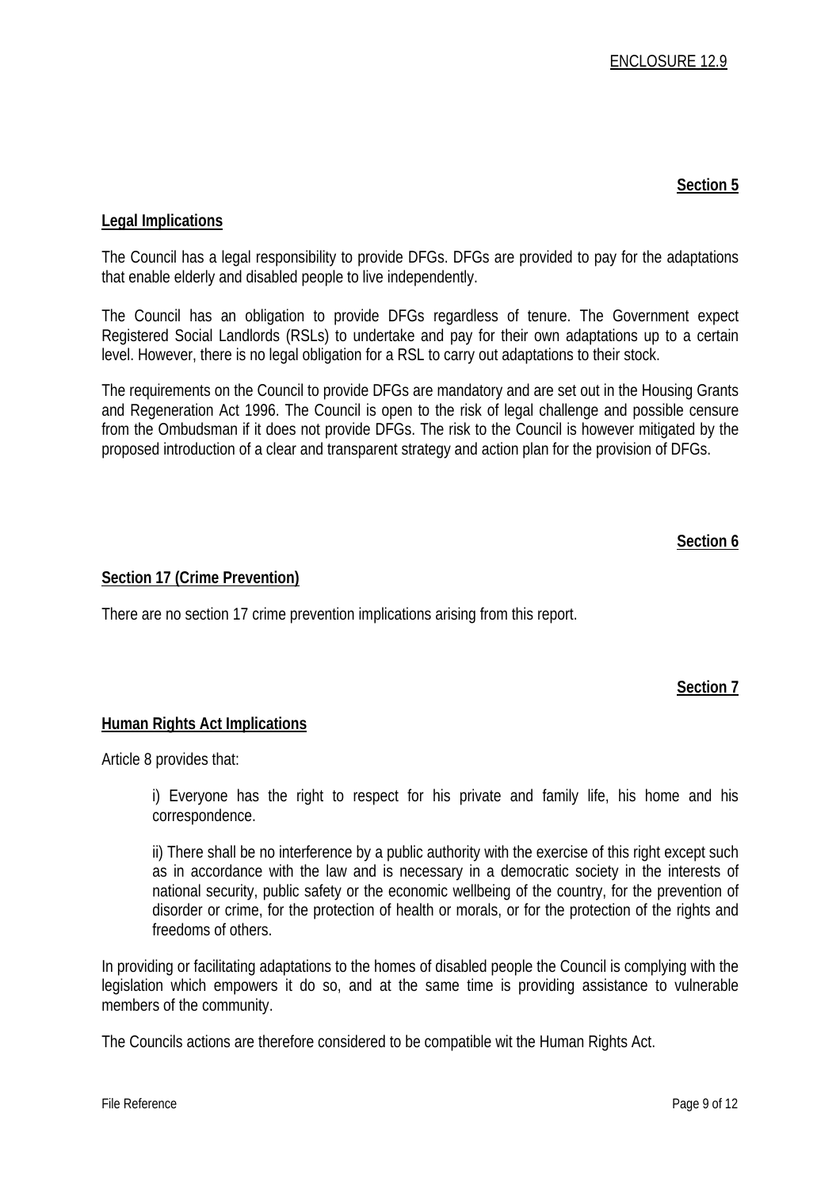ENCLOSURE 12.9

**Section 5**

**Legal Implications**

The Council has a legal responsibility to provide DFGs. DFGs are provided to pay for the adaptations that enable elderly and disabled people to live independently.

The Council has an obligation to provide DFGs regardless of tenure. The Government expect Registered Social Landlords (RSLs) to undertake and pay for their own adaptations up to a certain level. However, there is no legal obligation for a RSL to carry out adaptations to their stock.

The requirements on the Council to provide DFGs are mandatory and are set out in the Housing Grants and Regeneration Act 1996. The Council is open to the risk of legal challenge and possible censure from the Ombudsman if it does not provide DFGs. The risk to the Council is however mitigated by the proposed introduction of a clear and transparent strategy and action plan for the provision of DFGs.

**Section 6**

**Section 17 (Crime Prevention)**

There are no section 17 crime prevention implications arising from this report.

**Section 7**

**Human Rights Act Implications**

Article 8 provides that:

> i) Everyone has the right to respect for his private and family life, his home and his correspondence.
>
> ii) There shall be no interference by a public authority with the exercise of this right except such as in accordance with the law and is necessary in a democratic society in the interests of national security, public safety or the economic wellbeing of the country, for the prevention of disorder or crime, for the protection of health or morals, or for the protection of the rights and freedoms of others.

In providing or facilitating adaptations to the homes of disabled people the Council is complying with the legislation which empowers it do so, and at the same time is providing assistance to vulnerable members of the community.

The Councils actions are therefore considered to be compatible wit the Human Rights Act.

File Reference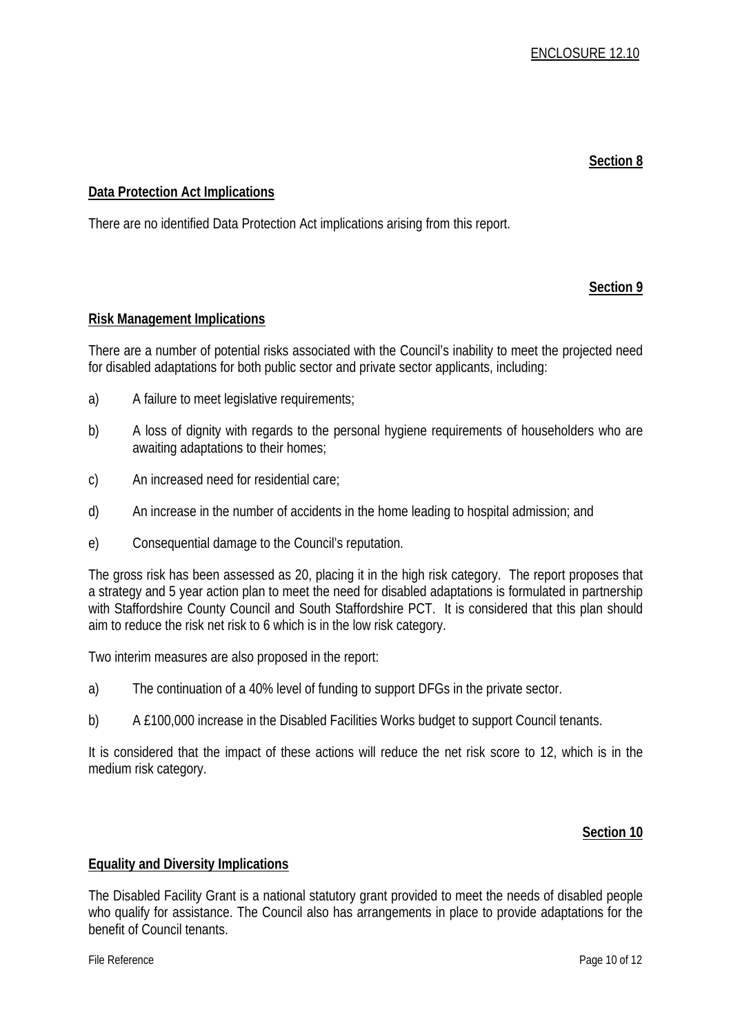ENCLOSURE 12.10

**Section 8**

## Data Protection Act Implications

There are no identified Data Protection Act implications arising from this report.

**Section 9**

## Risk Management Implications

There are a number of potential risks associated with the Council's inability to meet the projected need for disabled adaptations for both public sector and private sector applicants, including:

a) A failure to meet legislative requirements;

b) A loss of dignity with regards to the personal hygiene requirements of householders who are awaiting adaptations to their homes;

c) An increased need for residential care;

d) An increase in the number of accidents in the home leading to hospital admission; and

e) Consequential damage to the Council's reputation.

The gross risk has been assessed as 20, placing it in the high risk category. The report proposes that a strategy and 5 year action plan to meet the need for disabled adaptations is formulated in partnership with Staffordshire County Council and South Staffordshire PCT. It is considered that this plan should aim to reduce the risk net risk to 6 which is in the low risk category.

Two interim measures are also proposed in the report:

a) The continuation of a 40% level of funding to support DFGs in the private sector.

b) A £100,000 increase in the Disabled Facilities Works budget to support Council tenants.

It is considered that the impact of these actions will reduce the net risk score to 12, which is in the medium risk category.

**Section 10**

## Equality and Diversity Implications

The Disabled Facility Grant is a national statutory grant provided to meet the needs of disabled people who qualify for assistance. The Council also has arrangements in place to provide adaptations for the benefit of Council tenants.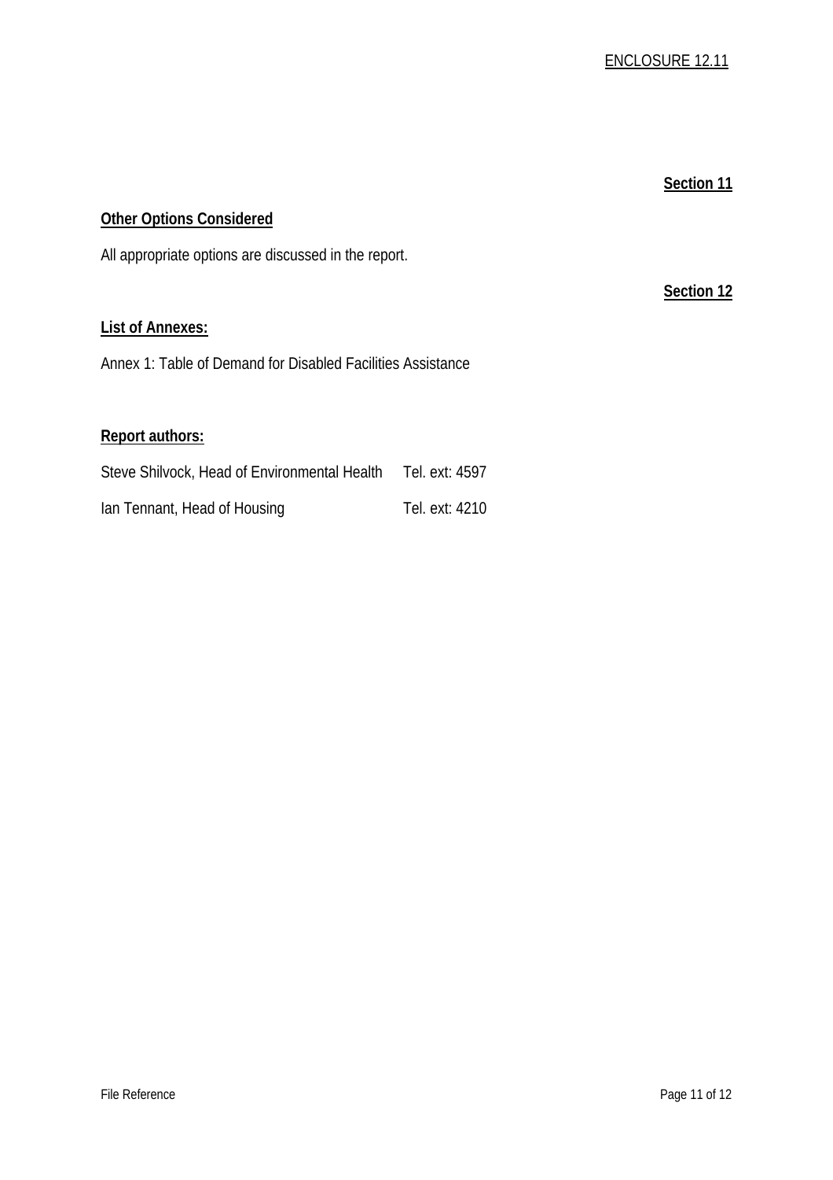ENCLOSURE 12.11

**Section 11**

**Other Options Considered**

All appropriate options are discussed in the report.

**Section 12**

**List of Annexes:**

Annex 1: Table of Demand for Disabled Facilities Assistance

**Report authors:**

Steve Shilvock, Head of Environmental Health    Tel. ext: 4597

Ian Tennant, Head of Housing    Tel. ext: 4210

File Reference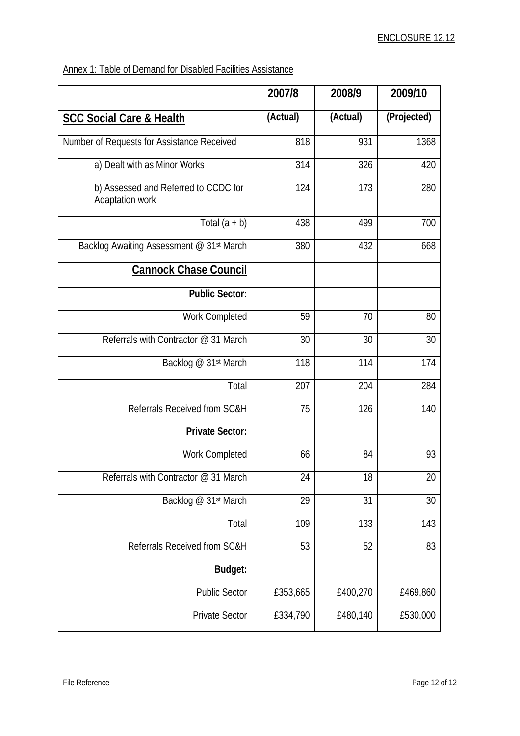ENCLOSURE 12.12

Annex 1: Table of Demand for Disabled Facilities Assistance

| | 2007/8 | 2008/9 | 2009/10 |
|---|---|---|---|
| **SCC Social Care & Health** | **(Actual)** | **(Actual)** | **(Projected)** |
| Number of Requests for Assistance Received | 818 | 931 | 1368 |
| a) Dealt with as Minor Works | 314 | 326 | 420 |
| b) Assessed and Referred to CCDC for Adaptation work | 124 | 173 | 280 |
| Total (a + b) | 438 | 499 | 700 |
| Backlog Awaiting Assessment @ 31st March | 380 | 432 | 668 |
| **Cannock Chase Council** | | | |
| **Public Sector:** | | | |
| Work Completed | 59 | 70 | 80 |
| Referrals with Contractor @ 31 March | 30 | 30 | 30 |
| Backlog @ 31st March | 118 | 114 | 174 |
| Total | 207 | 204 | 284 |
| Referrals Received from SC&H | 75 | 126 | 140 |
| **Private Sector:** | | | |
| Work Completed | 66 | 84 | 93 |
| Referrals with Contractor @ 31 March | 24 | 18 | 20 |
| Backlog @ 31st March | 29 | 31 | 30 |
| Total | 109 | 133 | 143 |
| Referrals Received from SC&H | 53 | 52 | 83 |
| **Budget:** | | | |
| Public Sector | £353,665 | £400,270 | £469,860 |
| Private Sector | £334,790 | £480,140 | £530,000 |

File Reference